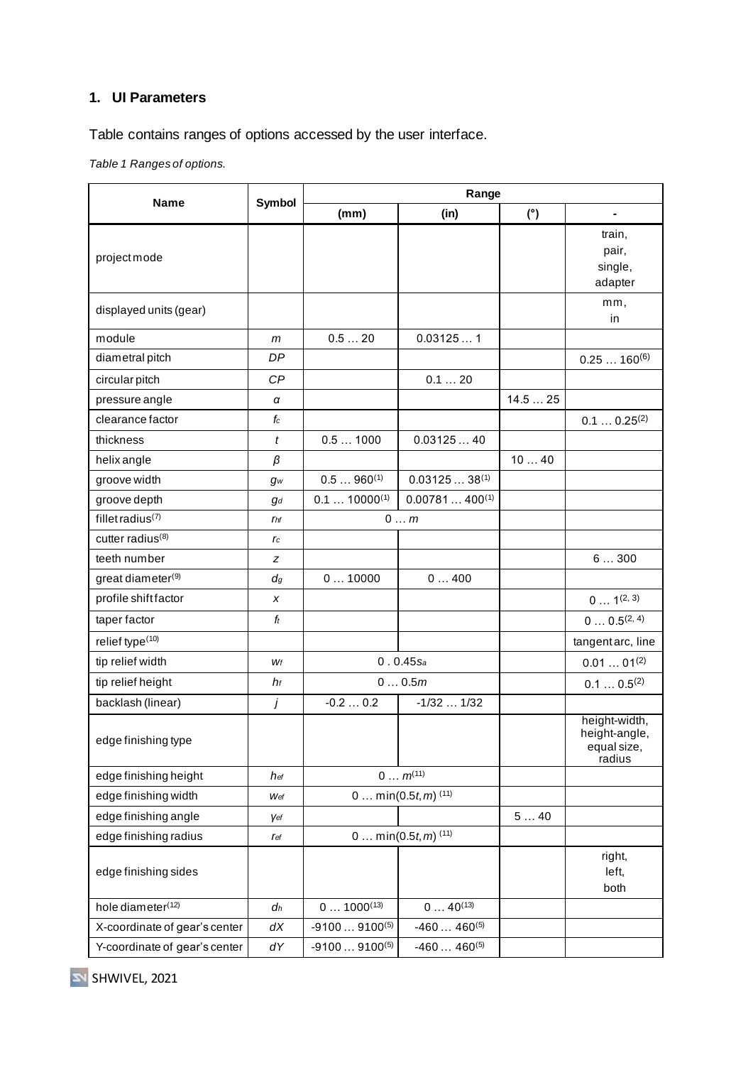## 1. UI Parameters

Table contains ranges of options accessed by the user interface.

*Table 1 Ranges of options.*

| Name | Symbol | Range | | | |
|---|---|---|---|---|---|
| | | (mm) | (in) | (°) | - |
| project mode | | | | | train, pair, single, adapter |
| displayed units (gear) | | | | | mm, in |
| module | $m$ | 0.5 … 20 | 0.03125 … 1 | | |
| diametral pitch | $DP$ | | | | 0.25 … 160[6] |
| circular pitch | $CP$ | | 0.1 … 20 | | |
| pressure angle | $\alpha$ | | | 14.5 … 25 | |
| clearance factor | $f_c$ | | | | 0.1 … 0.25[2] |
| thickness | $t$ | 0.5 … 1000 | 0.03125 … 40 | | |
| helix angle | $\beta$ | | | 10 … 40 | |
| groove width | $g_w$ | 0.5 … 960[1] | 0.03125 … 38[1] | | |
| groove depth | $g_d$ | 0.1 … 10000[1] | 0.00781 … 400[1] | | |
| fillet radius[7] | $r_{hf}$ | 0 … $m$ | | | |
| cutter radius[8] | $r_c$ | | | | |
| teeth number | $z$ | | | | 6 … 300 |
| great diameter[9] | $d_g$ | 0 … 10000 | 0 … 400 | | |
| profile shift factor | $x$ | | | | 0 … 1[2, 3] |
| taper factor | $f_t$ | | | | 0 … 0.5[2, 4] |
| relief type[10] | | | | | tangent arc, line |
| tip relief width | $w_f$ | 0 . 0.45$s_a$ | | | 0.01 … 01[2] |
| tip relief height | $h_f$ | 0 … 0.5$m$ | | | 0.1 … 0.5[2] |
| backlash (linear) | $j$ | -0.2 … 0.2 | -1/32 … 1/32 | | |
| edge finishing type | | | | | height-width, height-angle, equal size, radius |
| edge finishing height | $h_{ef}$ | 0 … $m$[11] | | | |
| edge finishing width | $w_{ef}$ | 0 … min(0.5$t$, $m$) [11] | | | |
| edge finishing angle | $\gamma_{ef}$ | | | 5 … 40 | |
| edge finishing radius | $r_{ef}$ | 0 … min(0.5$t$, $m$) [11] | | | |
| edge finishing sides | | | | | right, left, both |
| hole diameter[12] | $d_h$ | 0 … 1000[13] | 0 … 40[13] | | |
| X-coordinate of gear's center | $dX$ | -9100 … 9100[5] | -460 … 460[5] | | |
| Y-coordinate of gear's center | $dY$ | -9100 … 9100[5] | -460 … 460[5] | | |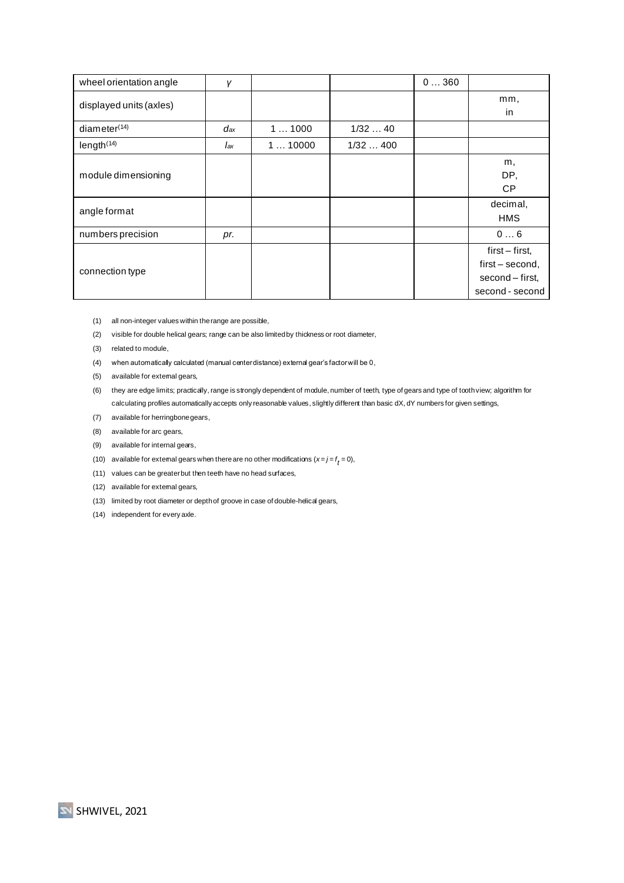| wheel orientation angle | $\gamma$ | | | 0 … 360 | |
|---|---|---|---|---|---|
| displayed units (axles) | | | | | mm,<br>in |
| diameter[14] | $d_{ax}$ | 1 … 1000 | 1/32 … 40 | | |
| length[14] | $l_{ax}$ | 1 … 10000 | 1/32 … 400 | | |
| module dimensioning | | | | | m,<br>DP,<br>CP |
| angle format | | | | | decimal,<br>HMS |
| numbers precision | *pr.* | | | | 0 … 6 |
| connection type | | | | | first – first,<br>first – second,<br>second – first,<br>second - second |

(1) all non-integer values within the range are possible,

(2) visible for double helical gears; range can be also limited by thickness or root diameter,

(3) related to module,

(4) when automatically calculated (manual center distance) external gear's factor will be 0,

(5) available for external gears,

(6) they are edge limits; practically, range is strongly dependent of module, number of teeth, type of gears and type of tooth view; algorithm for calculating profiles automatically accepts only reasonable values, slightly different than basic dX, dY numbers for given settings,

(7) available for herringbone gears,

(8) available for arc gears,

(9) available for internal gears,

(10) available for external gears when there are no other modifications ($x = j = f_t = 0$),

(11) values can be greater but then teeth have no head surfaces,

(12) available for external gears,

(13) limited by root diameter or depth of groove in case of double-helical gears,

(14) independent for every axle.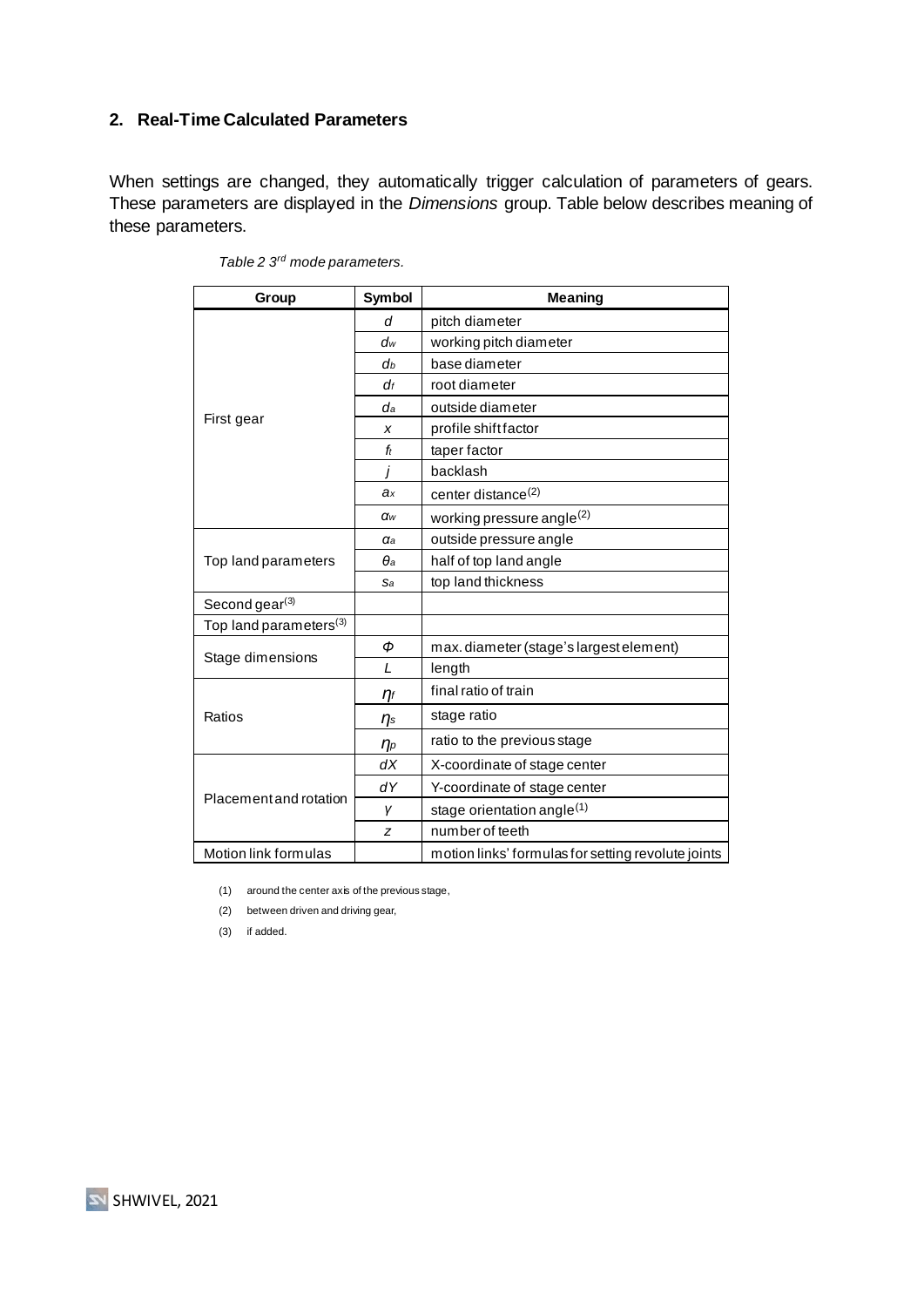## 2. Real-Time Calculated Parameters

When settings are changed, they automatically trigger calculation of parameters of gears. These parameters are displayed in the *Dimensions* group. Table below describes meaning of these parameters.

*Table 2 3rd mode parameters.*

| Group | Symbol | Meaning |
|---|---|---|
| First gear | $d$ | pitch diameter |
| | $d_w$ | working pitch diameter |
| | $d_b$ | base diameter |
| | $d_f$ | root diameter |
| | $d_a$ | outside diameter |
| | $x$ | profile shift factor |
| | $f_t$ | taper factor |
| | $j$ | backlash |
| | $a_x$ | center distance(2) |
| | $\alpha_w$ | working pressure angle(2) |
| Top land parameters | $\alpha_a$ | outside pressure angle |
| | $\theta_a$ | half of top land angle |
| | $s_a$ | top land thickness |
| Second gear(3) | | |
| Top land parameters(3) | | |
| Stage dimensions | $\Phi$ | max. diameter (stage's largest element) |
| | $L$ | length |
| Ratios | $\eta_f$ | final ratio of train |
| | $\eta_s$ | stage ratio |
| | $\eta_p$ | ratio to the previous stage |
| Placement and rotation | $dX$ | X-coordinate of stage center |
| | $dY$ | Y-coordinate of stage center |
| | $\gamma$ | stage orientation angle(1) |
| | $z$ | number of teeth |
| Motion link formulas | | motion links' formulas for setting revolute joints |

(1) around the center axis of the previous stage,

(2) between driven and driving gear,

(3) if added.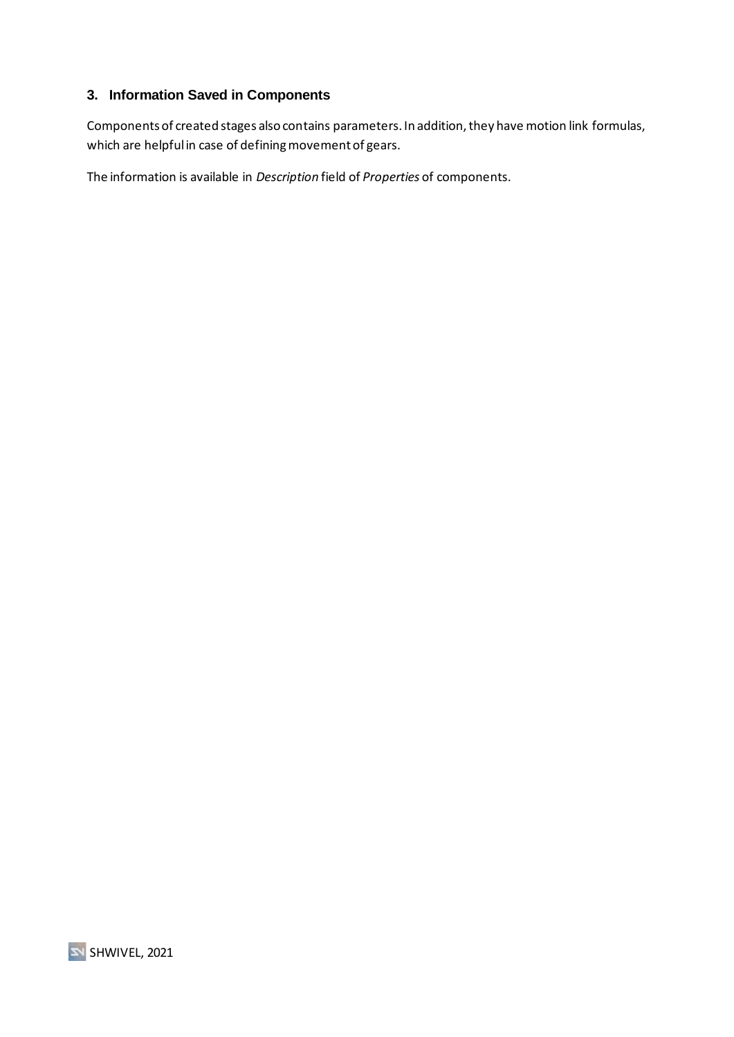## 3. Information Saved in Components

Components of created stages also contains parameters. In addition, they have motion link formulas, which are helpful in case of defining movement of gears.

The information is available in *Description* field of *Properties* of components.